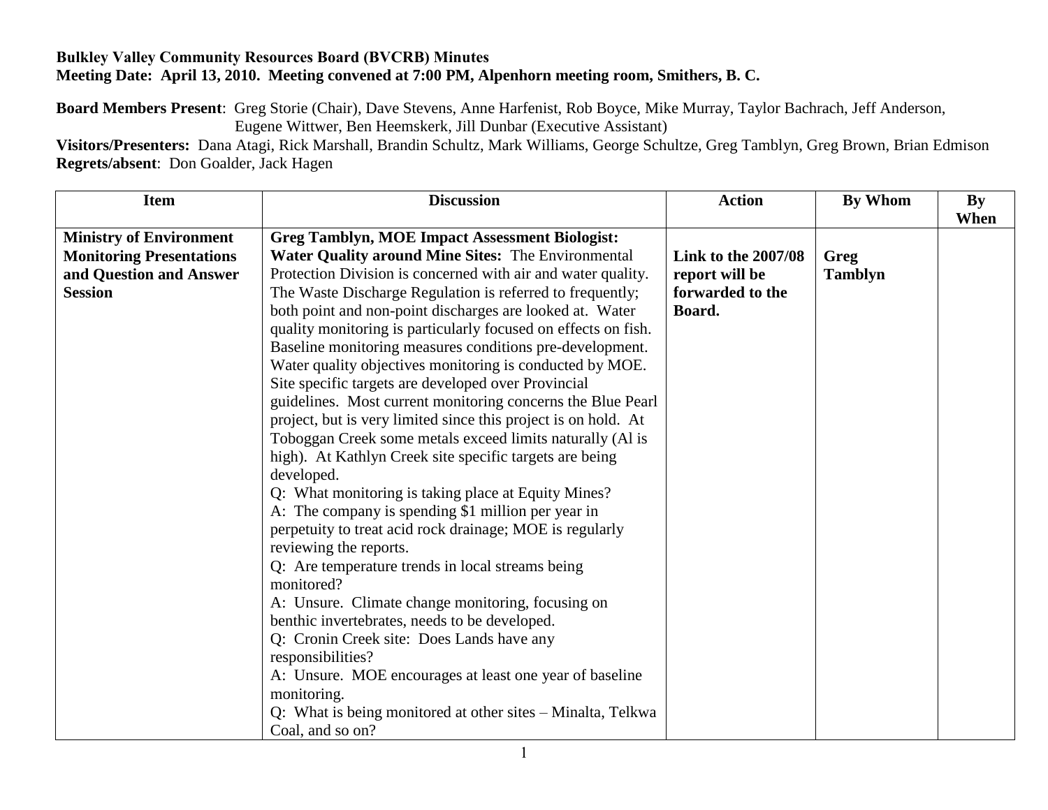**Bulkley Valley Community Resources Board (BVCRB) Minutes**
**Meeting Date: April 13, 2010. Meeting convened at 7:00 PM, Alpenhorn meeting room, Smithers, B. C.**

**Board Members Present**: Greg Storie (Chair), Dave Stevens, Anne Harfenist, Rob Boyce, Mike Murray, Taylor Bachrach, Jeff Anderson, Eugene Wittwer, Ben Heemskerk, Jill Dunbar (Executive Assistant)
**Visitors/Presenters:** Dana Atagi, Rick Marshall, Brandin Schultz, Mark Williams, George Schultze, Greg Tamblyn, Greg Brown, Brian Edmison
**Regrets/absent**: Don Goalder, Jack Hagen

| Item | Discussion | Action | By Whom | By When |
|---|---|---|---|---|
| **Ministry of Environment Monitoring Presentations and Question and Answer Session** | **Greg Tamblyn, MOE Impact Assessment Biologist:** **Water Quality around Mine Sites:** The Environmental Protection Division is concerned with air and water quality. The Waste Discharge Regulation is referred to frequently; both point and non-point discharges are looked at. Water quality monitoring is particularly focused on effects on fish. Baseline monitoring measures conditions pre-development. Water quality objectives monitoring is conducted by MOE. Site specific targets are developed over Provincial guidelines. Most current monitoring concerns the Blue Pearl project, but is very limited since this project is on hold. At Toboggan Creek some metals exceed limits naturally (Al is high). At Kathlyn Creek site specific targets are being developed.<br>Q: What monitoring is taking place at Equity Mines?<br>A: The company is spending $1 million per year in perpetuity to treat acid rock drainage; MOE is regularly reviewing the reports.<br>Q: Are temperature trends in local streams being monitored?<br>A: Unsure. Climate change monitoring, focusing on benthic invertebrates, needs to be developed.<br>Q: Cronin Creek site: Does Lands have any responsibilities?<br>A: Unsure. MOE encourages at least one year of baseline monitoring.<br>Q: What is being monitored at other sites – Minalta, Telkwa Coal, and so on? | **Link to the 2007/08 report will be forwarded to the Board.** | **Greg Tamblyn** | |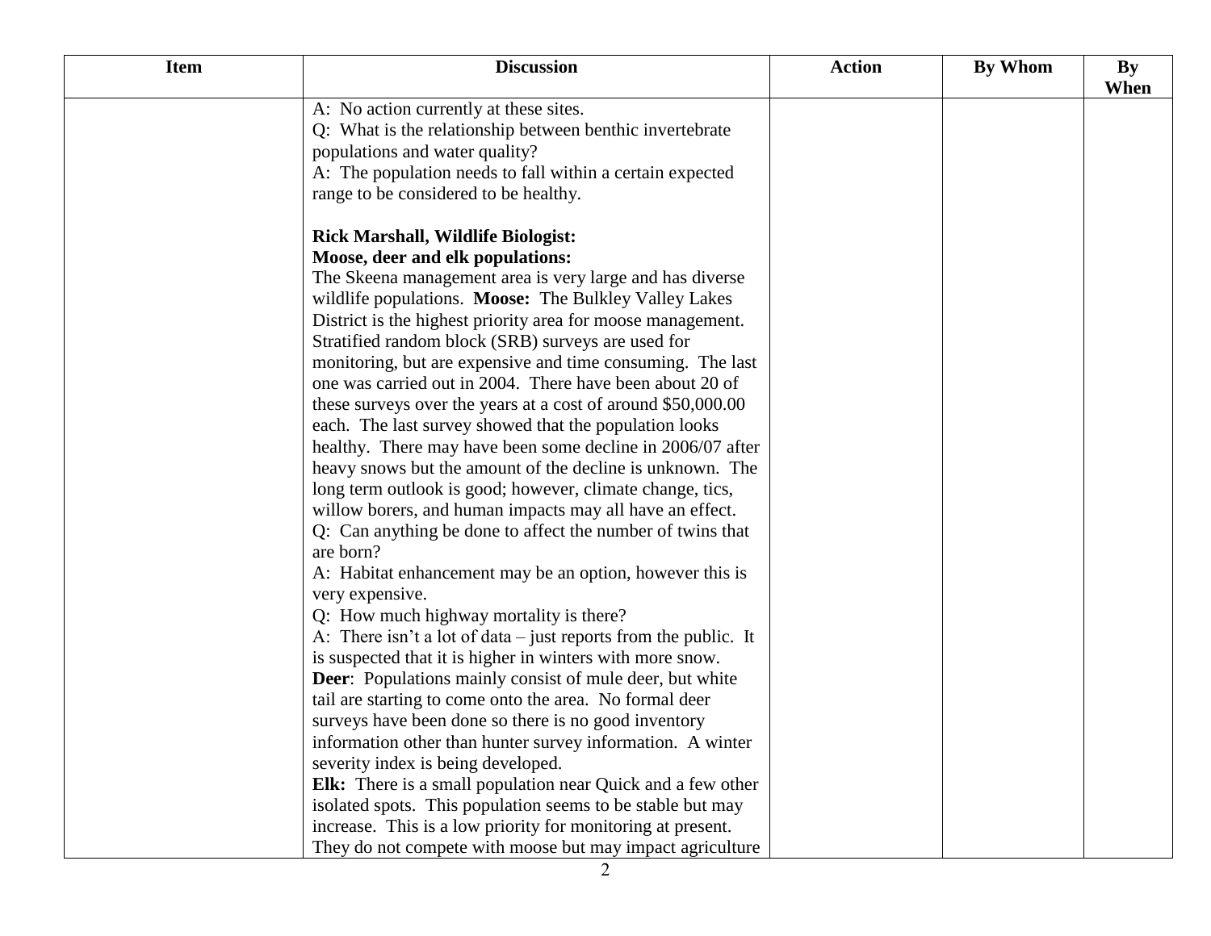| Item | Discussion | Action | By Whom | By When |
|---|---|---|---|---|
| | A: No action currently at these sites.<br>Q: What is the relationship between benthic invertebrate populations and water quality?<br>A: The population needs to fall within a certain expected range to be considered to be healthy.<br><br>**Rick Marshall, Wildlife Biologist:**<br>**Moose, deer and elk populations:**<br>The Skeena management area is very large and has diverse wildlife populations. **Moose:** The Bulkley Valley Lakes District is the highest priority area for moose management. Stratified random block (SRB) surveys are used for monitoring, but are expensive and time consuming. The last one was carried out in 2004. There have been about 20 of these surveys over the years at a cost of around $50,000.00 each. The last survey showed that the population looks healthy. There may have been some decline in 2006/07 after heavy snows but the amount of the decline is unknown. The long term outlook is good; however, climate change, tics, willow borers, and human impacts may all have an effect.<br>Q: Can anything be done to affect the number of twins that are born?<br>A: Habitat enhancement may be an option, however this is very expensive.<br>Q: How much highway mortality is there?<br>A: There isn't a lot of data – just reports from the public. It is suspected that it is higher in winters with more snow.<br>**Deer**: Populations mainly consist of mule deer, but white tail are starting to come onto the area. No formal deer surveys have been done so there is no good inventory information other than hunter survey information. A winter severity index is being developed.<br>**Elk:** There is a small population near Quick and a few other isolated spots. This population seems to be stable but may increase. This is a low priority for monitoring at present. They do not compete with moose but may impact agriculture | | | |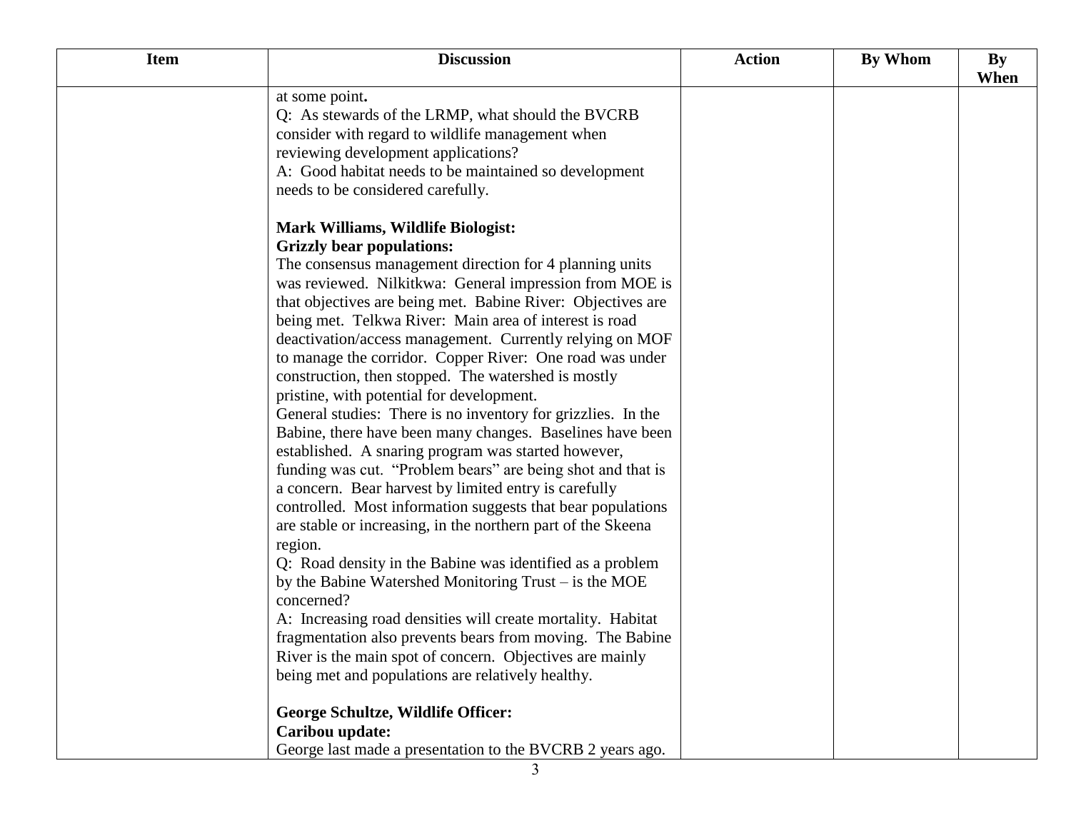| Item | Discussion | Action | By Whom | By When |
|---|---|---|---|---|
| | at some point. <br>Q: As stewards of the LRMP, what should the BVCRB consider with regard to wildlife management when reviewing development applications? <br>A: Good habitat needs to be maintained so development needs to be considered carefully. <br><br>**Mark Williams, Wildlife Biologist:** <br>**Grizzly bear populations:** <br>The consensus management direction for 4 planning units was reviewed. Nilkitkwa: General impression from MOE is that objectives are being met. Babine River: Objectives are being met. Telkwa River: Main area of interest is road deactivation/access management. Currently relying on MOF to manage the corridor. Copper River: One road was under construction, then stopped. The watershed is mostly pristine, with potential for development. <br>General studies: There is no inventory for grizzlies. In the Babine, there have been many changes. Baselines have been established. A snaring program was started however, funding was cut. "Problem bears" are being shot and that is a concern. Bear harvest by limited entry is carefully controlled. Most information suggests that bear populations are stable or increasing, in the northern part of the Skeena region. <br>Q: Road density in the Babine was identified as a problem by the Babine Watershed Monitoring Trust – is the MOE concerned? <br>A: Increasing road densities will create mortality. Habitat fragmentation also prevents bears from moving. The Babine River is the main spot of concern. Objectives are mainly being met and populations are relatively healthy. <br><br>**George Schultze, Wildlife Officer:** <br>**Caribou update:** <br>George last made a presentation to the BVCRB 2 years ago. | | | |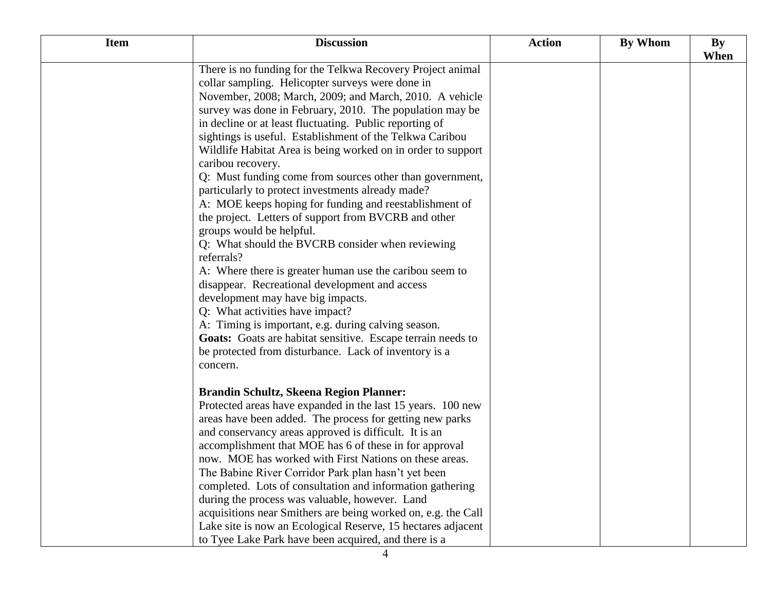| Item | Discussion | Action | By Whom | By When |
|---|---|---|---|---|
| | There is no funding for the Telkwa Recovery Project animal collar sampling. Helicopter surveys were done in November, 2008; March, 2009; and March, 2010. A vehicle survey was done in February, 2010. The population may be in decline or at least fluctuating. Public reporting of sightings is useful. Establishment of the Telkwa Caribou Wildlife Habitat Area is being worked on in order to support caribou recovery.<br>Q: Must funding come from sources other than government, particularly to protect investments already made?<br>A: MOE keeps hoping for funding and reestablishment of the project. Letters of support from BVCRB and other groups would be helpful.<br>Q: What should the BVCRB consider when reviewing referrals?<br>A: Where there is greater human use the caribou seem to disappear. Recreational development and access development may have big impacts.<br>Q: What activities have impact?<br>A: Timing is important, e.g. during calving season.<br>**Goats:** Goats are habitat sensitive. Escape terrain needs to be protected from disturbance. Lack of inventory is a concern.<br><br>**Brandin Schultz, Skeena Region Planner:**<br>Protected areas have expanded in the last 15 years. 100 new areas have been added. The process for getting new parks and conservancy areas approved is difficult. It is an accomplishment that MOE has 6 of these in for approval now. MOE has worked with First Nations on these areas. The Babine River Corridor Park plan hasn't yet been completed. Lots of consultation and information gathering during the process was valuable, however. Land acquisitions near Smithers are being worked on, e.g. the Call Lake site is now an Ecological Reserve, 15 hectares adjacent to Tyee Lake Park have been acquired, and there is a | | | |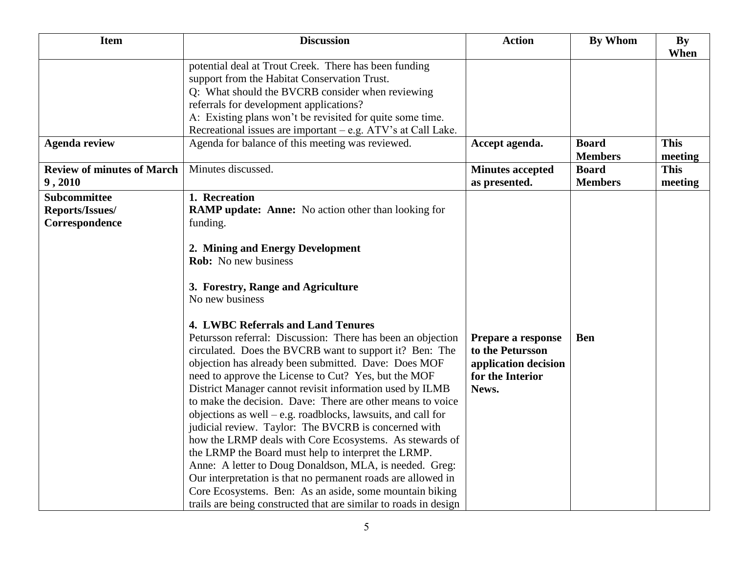| Item | Discussion | Action | By Whom | By When |
|---|---|---|---|---|
| | potential deal at Trout Creek. There has been funding support from the Habitat Conservation Trust.<br>Q: What should the BVCRB consider when reviewing referrals for development applications?<br>A: Existing plans won't be revisited for quite some time. Recreational issues are important – e.g. ATV's at Call Lake. | | | |
| **Agenda review** | Agenda for balance of this meeting was reviewed. | **Accept agenda.** | **Board Members** | **This meeting** |
| **Review of minutes of March 9 , 2010** | Minutes discussed. | **Minutes accepted as presented.** | **Board Members** | **This meeting** |
| **Subcommittee Reports/Issues/ Correspondence** | **1. Recreation**<br>**RAMP update: Anne:** No action other than looking for funding.<br><br>**2. Mining and Energy Development**<br>**Rob:** No new business<br><br>**3. Forestry, Range and Agriculture**<br>No new business<br><br>**4. LWBC Referrals and Land Tenures**<br>Petursson referral: Discussion: There has been an objection circulated. Does the BVCRB want to support it? Ben: The objection has already been submitted. Dave: Does MOF need to approve the License to Cut? Yes, but the MOF District Manager cannot revisit information used by ILMB to make the decision. Dave: There are other means to voice objections as well – e.g. roadblocks, lawsuits, and call for judicial review. Taylor: The BVCRB is concerned with how the LRMP deals with Core Ecosystems. As stewards of the LRMP the Board must help to interpret the LRMP. Anne: A letter to Doug Donaldson, MLA, is needed. Greg: Our interpretation is that no permanent roads are allowed in Core Ecosystems. Ben: As an aside, some mountain biking trails are being constructed that are similar to roads in design | **Prepare a response to the Petursson application decision for the Interior News.** | **Ben** | |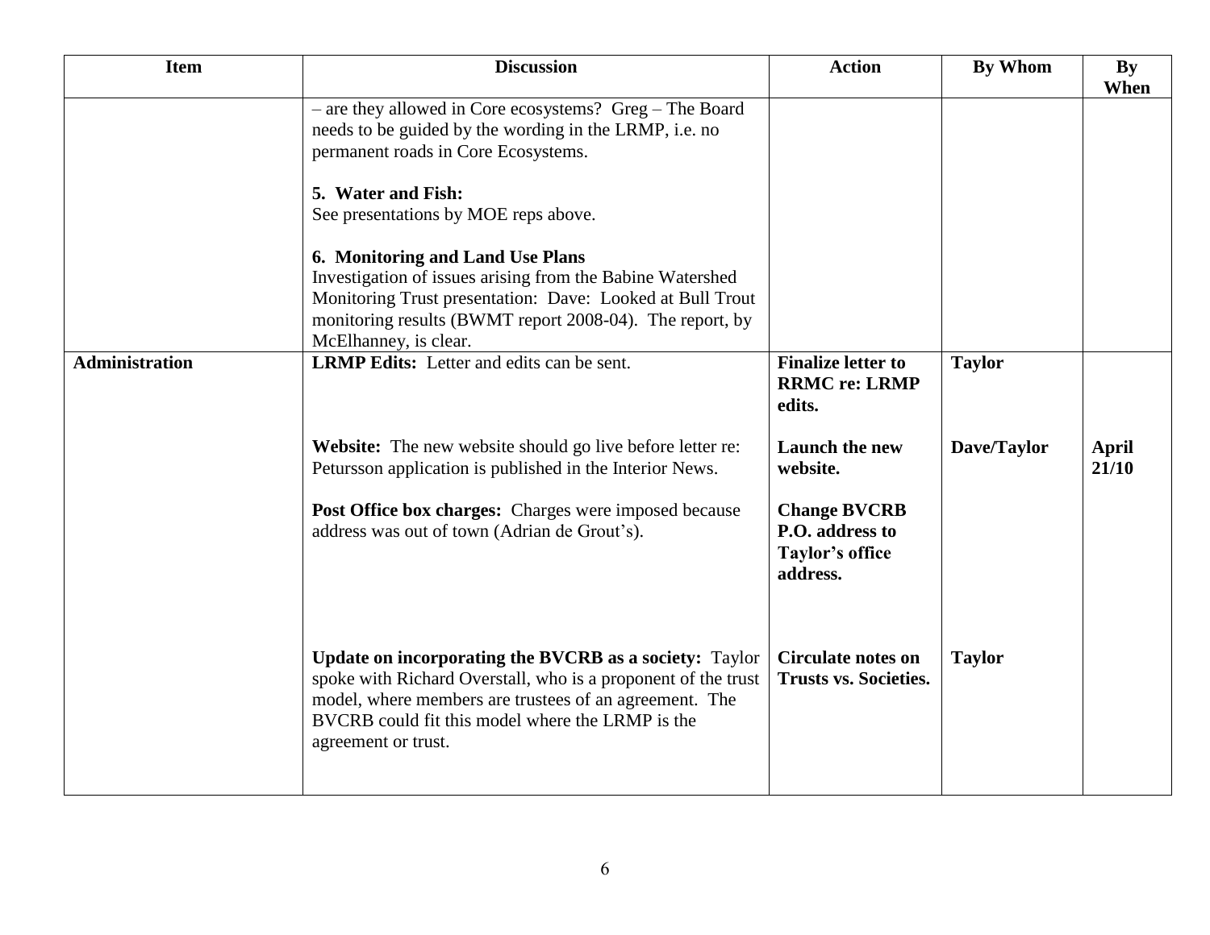| Item | Discussion | Action | By Whom | By When |
|---|---|---|---|---|
| | – are they allowed in Core ecosystems? Greg – The Board needs to be guided by the wording in the LRMP, i.e. no permanent roads in Core Ecosystems.<br><br>**5. Water and Fish:**<br>See presentations by MOE reps above.<br><br>**6. Monitoring and Land Use Plans**<br>Investigation of issues arising from the Babine Watershed Monitoring Trust presentation: Dave: Looked at Bull Trout monitoring results (BWMT report 2008-04). The report, by McElhanney, is clear. | | | |
| **Administration** | **LRMP Edits:** Letter and edits can be sent. | **Finalize letter to RRMC re: LRMP edits.** | **Taylor** | |
| | **Website:** The new website should go live before letter re: Petursson application is published in the Interior News. | **Launch the new website.** | **Dave/Taylor** | **April 21/10** |
| | **Post Office box charges:** Charges were imposed because address was out of town (Adrian de Grout's). | **Change BVCRB P.O. address to Taylor's office address.** | | |
| | **Update on incorporating the BVCRB as a society:** Taylor spoke with Richard Overstall, who is a proponent of the trust model, where members are trustees of an agreement. The BVCRB could fit this model where the LRMP is the agreement or trust. | **Circulate notes on Trusts vs. Societies.** | **Taylor** | |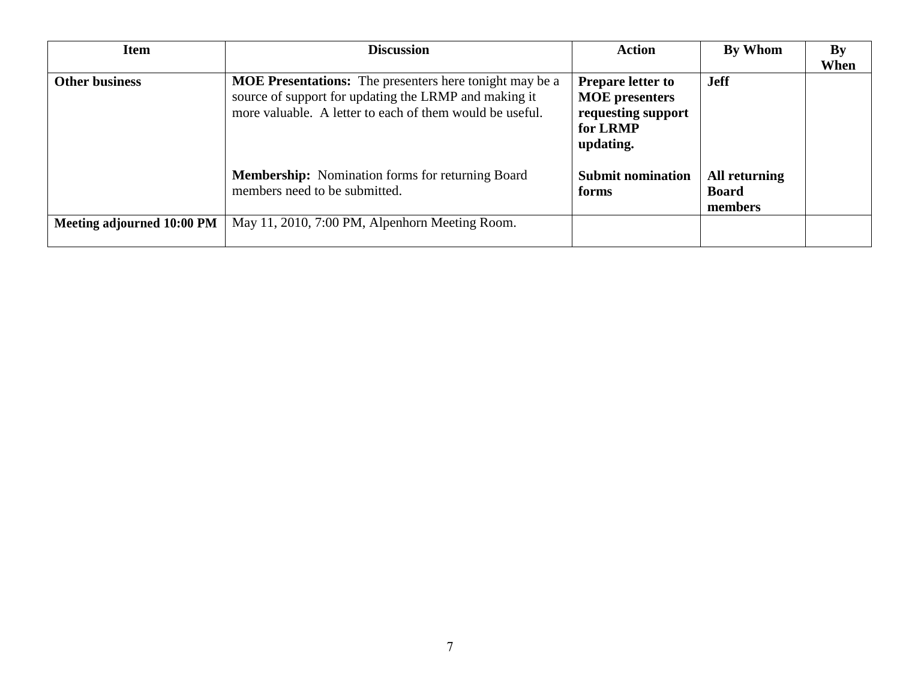| Item | Discussion | Action | By Whom | By When |
|---|---|---|---|---|
| **Other business** | **MOE Presentations:** The presenters here tonight may be a source of support for updating the LRMP and making it more valuable. A letter to each of them would be useful. | **Prepare letter to MOE presenters requesting support for LRMP updating.** | **Jeff** | |
| | **Membership:** Nomination forms for returning Board members need to be submitted. | **Submit nomination forms** | **All returning Board members** | |
| **Meeting adjourned 10:00 PM** | May 11, 2010, 7:00 PM, Alpenhorn Meeting Room. | | | |